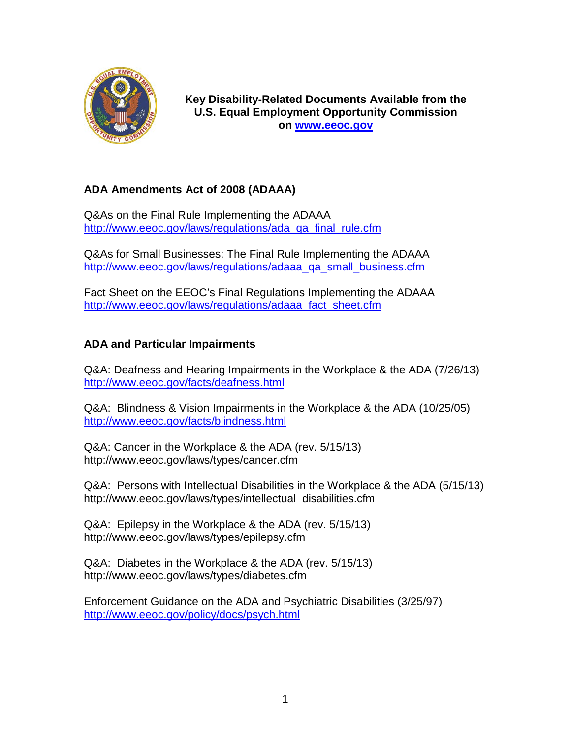# Key Disability-Related Documents Available from the U.S. Equal Employment Opportunity Commission on www.eeoc.gov

## ADA Amendments Act of 2008 (ADAAA)

Q&As on the Final Rule Implementing the ADAAA
http://www.eeoc.gov/laws/regulations/ada_qa_final_rule.cfm

Q&As for Small Businesses: The Final Rule Implementing the ADAAA
http://www.eeoc.gov/laws/regulations/adaaa_qa_small_business.cfm

Fact Sheet on the EEOC's Final Regulations Implementing the ADAAA
http://www.eeoc.gov/laws/regulations/adaaa_fact_sheet.cfm

## ADA and Particular Impairments

Q&A: Deafness and Hearing Impairments in the Workplace & the ADA (7/26/13)
http://www.eeoc.gov/facts/deafness.html

Q&A: Blindness & Vision Impairments in the Workplace & the ADA (10/25/05)
http://www.eeoc.gov/facts/blindness.html

Q&A: Cancer in the Workplace & the ADA (rev. 5/15/13)
http://www.eeoc.gov/laws/types/cancer.cfm

Q&A: Persons with Intellectual Disabilities in the Workplace & the ADA (5/15/13)
http://www.eeoc.gov/laws/types/intellectual_disabilities.cfm

Q&A: Epilepsy in the Workplace & the ADA (rev. 5/15/13)
http://www.eeoc.gov/laws/types/epilepsy.cfm

Q&A: Diabetes in the Workplace & the ADA (rev. 5/15/13)
http://www.eeoc.gov/laws/types/diabetes.cfm

Enforcement Guidance on the ADA and Psychiatric Disabilities (3/25/97)
http://www.eeoc.gov/policy/docs/psych.html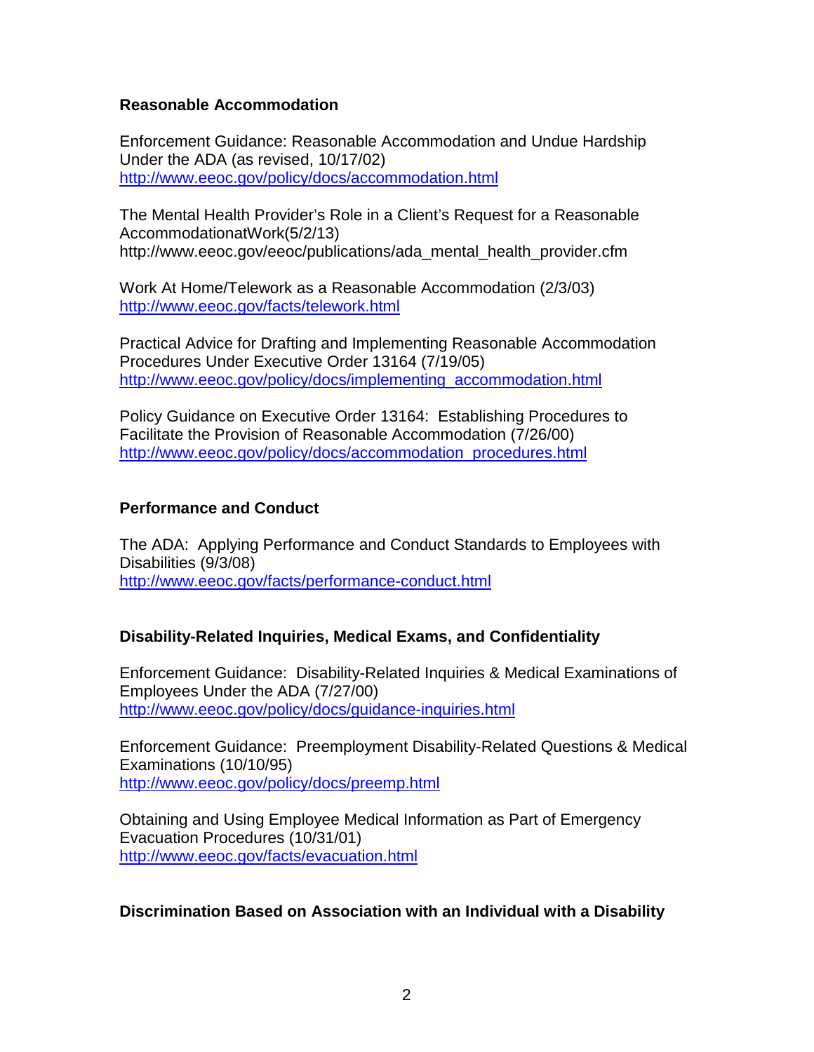**Reasonable Accommodation**

Enforcement Guidance: Reasonable Accommodation and Undue Hardship Under the ADA (as revised, 10/17/02)
http://www.eeoc.gov/policy/docs/accommodation.html

The Mental Health Provider's Role in a Client's Request for a Reasonable AccommodationatWork(5/2/13)
http://www.eeoc.gov/eeoc/publications/ada_mental_health_provider.cfm

Work At Home/Telework as a Reasonable Accommodation (2/3/03)
http://www.eeoc.gov/facts/telework.html

Practical Advice for Drafting and Implementing Reasonable Accommodation Procedures Under Executive Order 13164 (7/19/05)
http://www.eeoc.gov/policy/docs/implementing_accommodation.html

Policy Guidance on Executive Order 13164: Establishing Procedures to Facilitate the Provision of Reasonable Accommodation (7/26/00)
http://www.eeoc.gov/policy/docs/accommodation_procedures.html

**Performance and Conduct**

The ADA: Applying Performance and Conduct Standards to Employees with Disabilities (9/3/08)
http://www.eeoc.gov/facts/performance-conduct.html

**Disability-Related Inquiries, Medical Exams, and Confidentiality**

Enforcement Guidance: Disability-Related Inquiries & Medical Examinations of Employees Under the ADA (7/27/00)
http://www.eeoc.gov/policy/docs/guidance-inquiries.html

Enforcement Guidance: Preemployment Disability-Related Questions & Medical Examinations (10/10/95)
http://www.eeoc.gov/policy/docs/preemp.html

Obtaining and Using Employee Medical Information as Part of Emergency Evacuation Procedures (10/31/01)
http://www.eeoc.gov/facts/evacuation.html

**Discrimination Based on Association with an Individual with a Disability**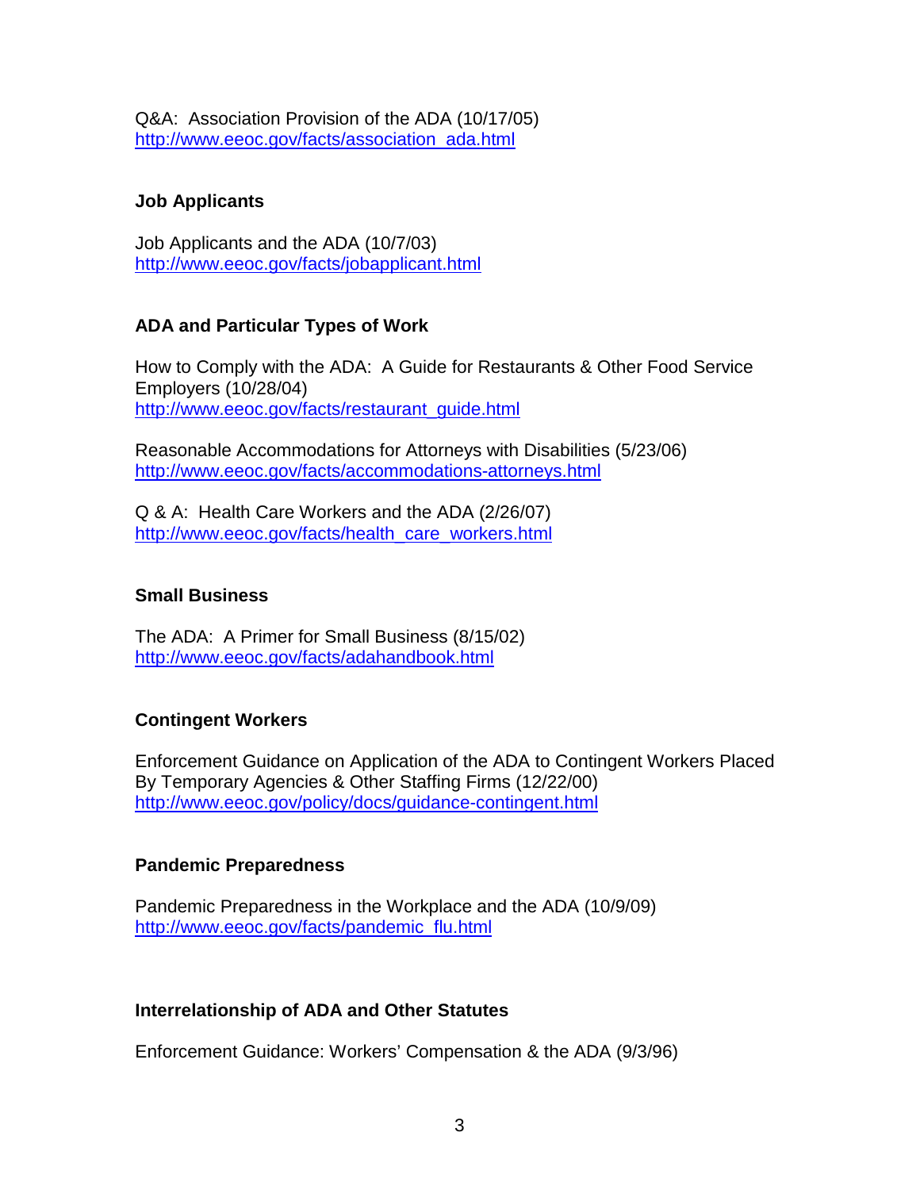Q&A: Association Provision of the ADA (10/17/05)
http://www.eeoc.gov/facts/association_ada.html

**Job Applicants**

Job Applicants and the ADA (10/7/03)
http://www.eeoc.gov/facts/jobapplicant.html

**ADA and Particular Types of Work**

How to Comply with the ADA: A Guide for Restaurants & Other Food Service Employers (10/28/04)
http://www.eeoc.gov/facts/restaurant_guide.html

Reasonable Accommodations for Attorneys with Disabilities (5/23/06)
http://www.eeoc.gov/facts/accommodations-attorneys.html

Q & A: Health Care Workers and the ADA (2/26/07)
http://www.eeoc.gov/facts/health_care_workers.html

**Small Business**

The ADA: A Primer for Small Business (8/15/02)
http://www.eeoc.gov/facts/adahandbook.html

**Contingent Workers**

Enforcement Guidance on Application of the ADA to Contingent Workers Placed By Temporary Agencies & Other Staffing Firms (12/22/00)
http://www.eeoc.gov/policy/docs/guidance-contingent.html

**Pandemic Preparedness**

Pandemic Preparedness in the Workplace and the ADA (10/9/09)
http://www.eeoc.gov/facts/pandemic_flu.html

**Interrelationship of ADA and Other Statutes**

Enforcement Guidance: Workers' Compensation & the ADA (9/3/96)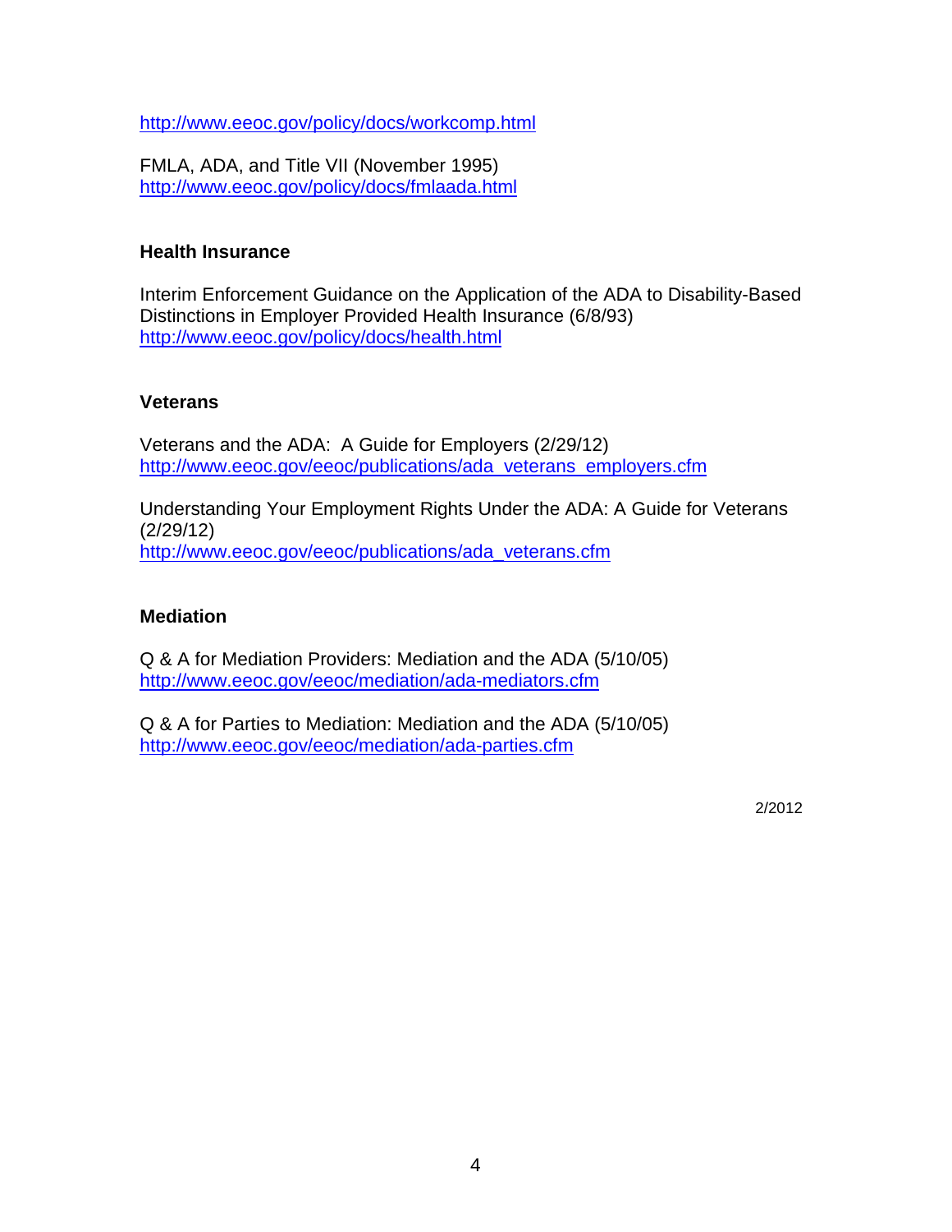http://www.eeoc.gov/policy/docs/workcomp.html

FMLA, ADA, and Title VII (November 1995)
http://www.eeoc.gov/policy/docs/fmlaada.html

**Health Insurance**

Interim Enforcement Guidance on the Application of the ADA to Disability-Based Distinctions in Employer Provided Health Insurance (6/8/93)
http://www.eeoc.gov/policy/docs/health.html

**Veterans**

Veterans and the ADA: A Guide for Employers (2/29/12)
http://www.eeoc.gov/eeoc/publications/ada_veterans_employers.cfm

Understanding Your Employment Rights Under the ADA: A Guide for Veterans (2/29/12)
http://www.eeoc.gov/eeoc/publications/ada_veterans.cfm

**Mediation**

Q & A for Mediation Providers: Mediation and the ADA (5/10/05)
http://www.eeoc.gov/eeoc/mediation/ada-mediators.cfm

Q & A for Parties to Mediation: Mediation and the ADA (5/10/05)
http://www.eeoc.gov/eeoc/mediation/ada-parties.cfm

2/2012